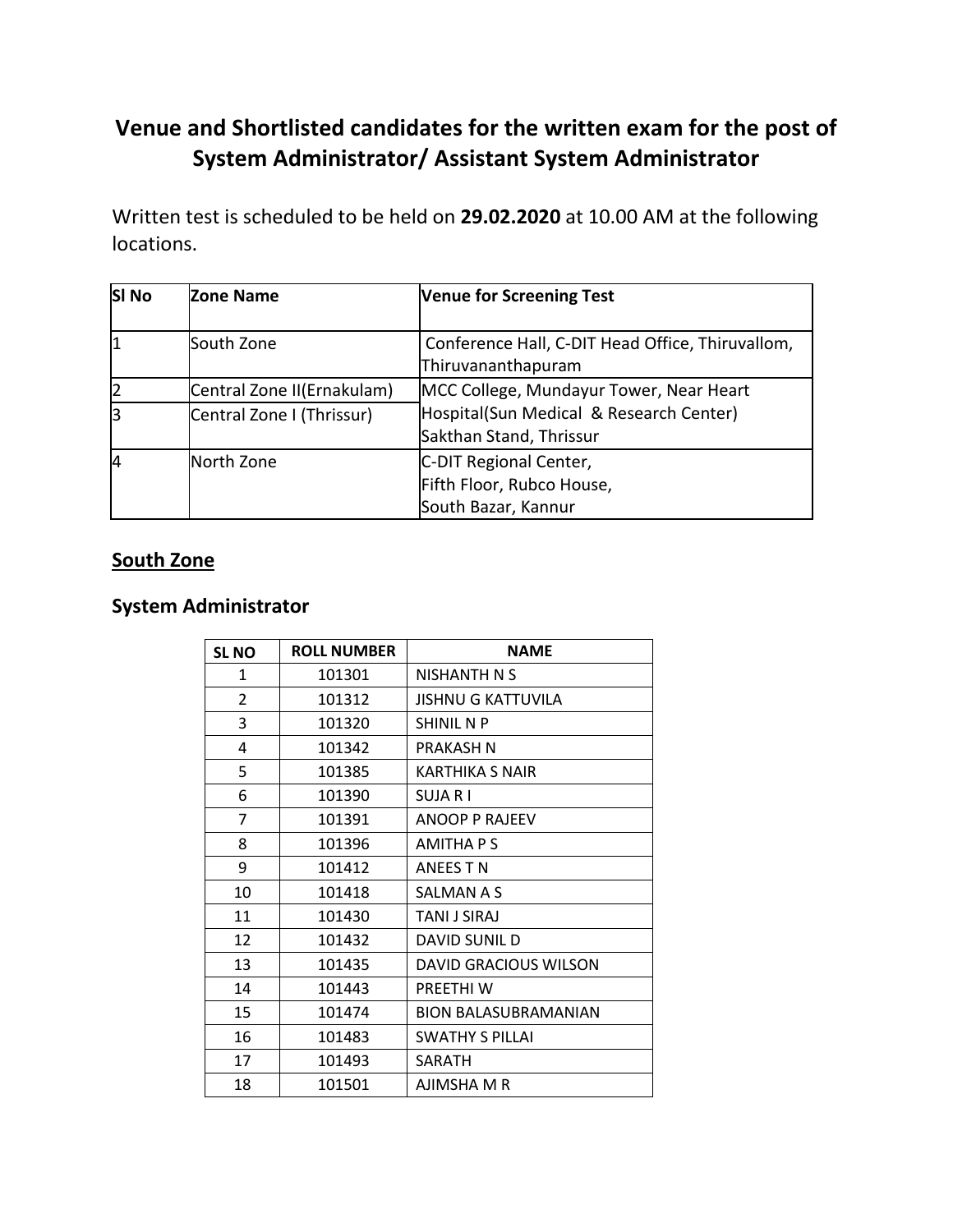# Venue and Shortlisted candidates for the written exam for the post of System Administrator/ Assistant System Administrator

Written test is scheduled to be held on **29.02.2020** at 10.00 AM at the following locations.

| Sl No | Zone Name | Venue for Screening Test |
|---|---|---|
| 1 | South Zone | Conference Hall, C-DIT Head Office, Thiruvallom, Thiruvananthapuram |
| 2 | Central Zone II(Ernakulam) | MCC College, Mundayur Tower, Near Heart Hospital(Sun Medical & Research Center) Sakthan Stand, Thrissur |
| 3 | Central Zone I (Thrissur) | |
| 4 | North Zone | C-DIT Regional Center, Fifth Floor, Rubco House, South Bazar, Kannur |

## South Zone

### System Administrator

| SL NO | ROLL NUMBER | NAME |
|---|---|---|
| 1 | 101301 | NISHANTH N S |
| 2 | 101312 | JISHNU G KATTUVILA |
| 3 | 101320 | SHINIL N P |
| 4 | 101342 | PRAKASH N |
| 5 | 101385 | KARTHIKA S NAIR |
| 6 | 101390 | SUJA R I |
| 7 | 101391 | ANOOP P RAJEEV |
| 8 | 101396 | AMITHA P S |
| 9 | 101412 | ANEES T N |
| 10 | 101418 | SALMAN A S |
| 11 | 101430 | TANI J SIRAJ |
| 12 | 101432 | DAVID SUNIL D |
| 13 | 101435 | DAVID GRACIOUS WILSON |
| 14 | 101443 | PREETHI W |
| 15 | 101474 | BION BALASUBRAMANIAN |
| 16 | 101483 | SWATHY S PILLAI |
| 17 | 101493 | SARATH |
| 18 | 101501 | AJIMSHA M R |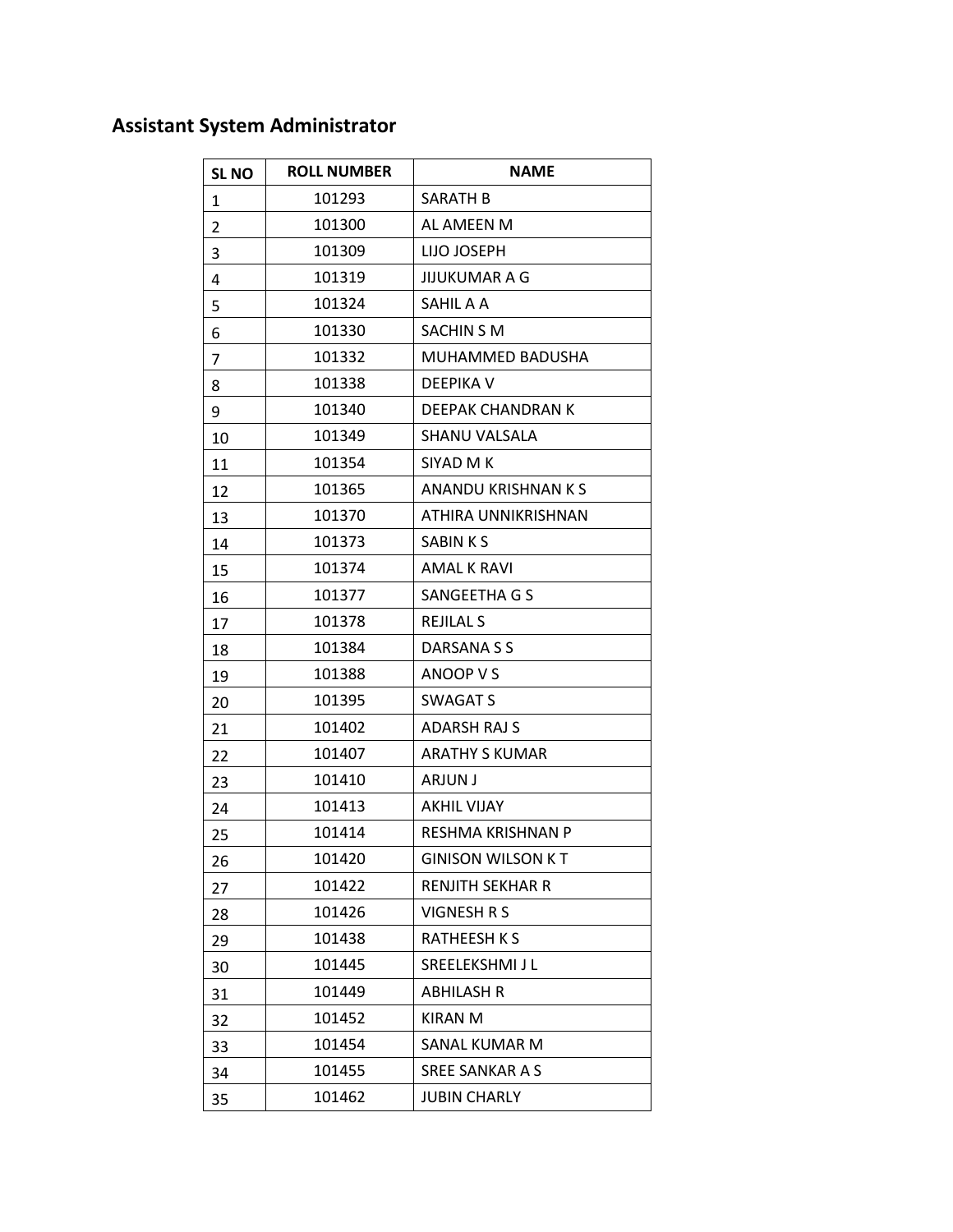## Assistant System Administrator

| SL NO | ROLL NUMBER | NAME |
|---|---|---|
| 1 | 101293 | SARATH B |
| 2 | 101300 | AL AMEEN M |
| 3 | 101309 | LIJO JOSEPH |
| 4 | 101319 | JIJUKUMAR A G |
| 5 | 101324 | SAHIL A A |
| 6 | 101330 | SACHIN S M |
| 7 | 101332 | MUHAMMED BADUSHA |
| 8 | 101338 | DEEPIKA V |
| 9 | 101340 | DEEPAK CHANDRAN K |
| 10 | 101349 | SHANU VALSALA |
| 11 | 101354 | SIYAD M K |
| 12 | 101365 | ANANDU KRISHNAN K S |
| 13 | 101370 | ATHIRA UNNIKRISHNAN |
| 14 | 101373 | SABIN K S |
| 15 | 101374 | AMAL K RAVI |
| 16 | 101377 | SANGEETHA G S |
| 17 | 101378 | REJILAL S |
| 18 | 101384 | DARSANA S S |
| 19 | 101388 | ANOOP V S |
| 20 | 101395 | SWAGAT S |
| 21 | 101402 | ADARSH RAJ S |
| 22 | 101407 | ARATHY S KUMAR |
| 23 | 101410 | ARJUN J |
| 24 | 101413 | AKHIL VIJAY |
| 25 | 101414 | RESHMA KRISHNAN P |
| 26 | 101420 | GINISON WILSON K T |
| 27 | 101422 | RENJITH SEKHAR R |
| 28 | 101426 | VIGNESH R S |
| 29 | 101438 | RATHEESH K S |
| 30 | 101445 | SREELEKSHMI J L |
| 31 | 101449 | ABHILASH R |
| 32 | 101452 | KIRAN M |
| 33 | 101454 | SANAL KUMAR M |
| 34 | 101455 | SREE SANKAR A S |
| 35 | 101462 | JUBIN CHARLY |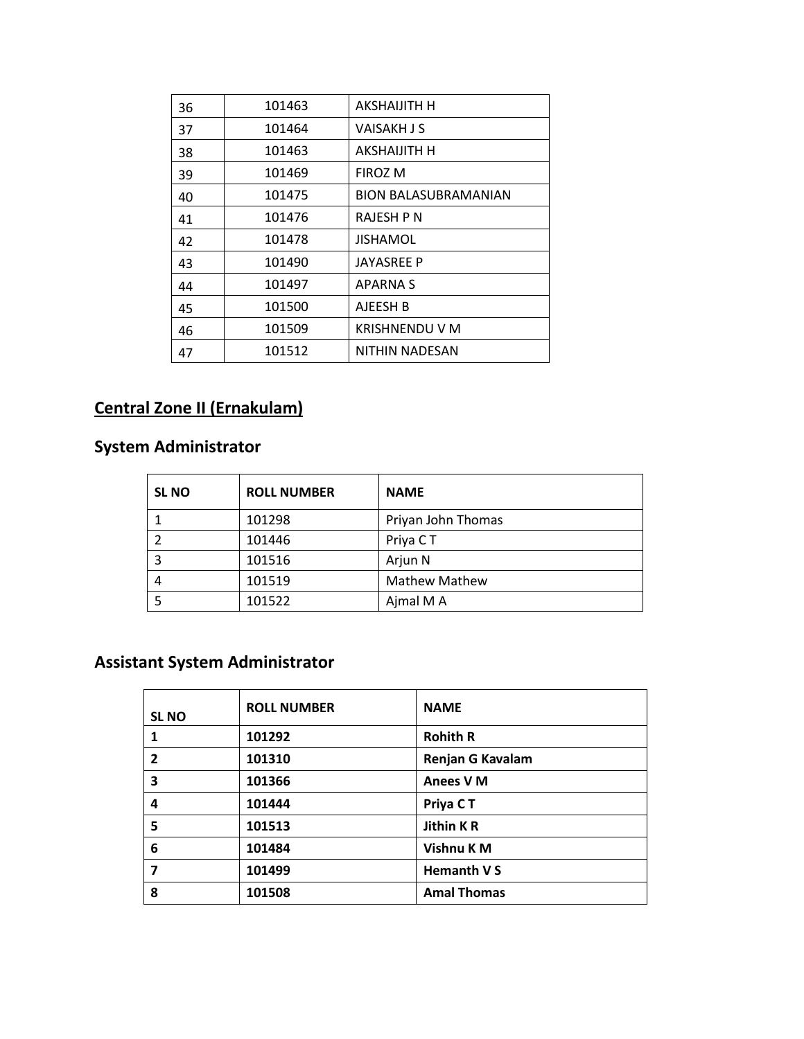| | | |
|---|---|---|
| 36 | 101463 | AKSHAIJITH H |
| 37 | 101464 | VAISAKH J S |
| 38 | 101463 | AKSHAIJITH H |
| 39 | 101469 | FIROZ M |
| 40 | 101475 | BION BALASUBRAMANIAN |
| 41 | 101476 | RAJESH P N |
| 42 | 101478 | JISHAMOL |
| 43 | 101490 | JAYASREE P |
| 44 | 101497 | APARNA S |
| 45 | 101500 | AJEESH B |
| 46 | 101509 | KRISHNENDU V M |
| 47 | 101512 | NITHIN NADESAN |

## Central Zone II (Ernakulam)

## System Administrator

| SL NO | ROLL NUMBER | NAME |
|---|---|---|
| 1 | 101298 | Priyan John Thomas |
| 2 | 101446 | Priya C T |
| 3 | 101516 | Arjun N |
| 4 | 101519 | Mathew Mathew |
| 5 | 101522 | Ajmal M A |

## Assistant System Administrator

| SL NO | ROLL NUMBER | NAME |
|---|---|---|
| **1** | **101292** | **Rohith R** |
| **2** | **101310** | **Renjan G Kavalam** |
| **3** | **101366** | **Anees V M** |
| **4** | **101444** | **Priya C T** |
| **5** | **101513** | **Jithin K R** |
| **6** | **101484** | **Vishnu K M** |
| **7** | **101499** | **Hemanth V S** |
| **8** | **101508** | **Amal Thomas** |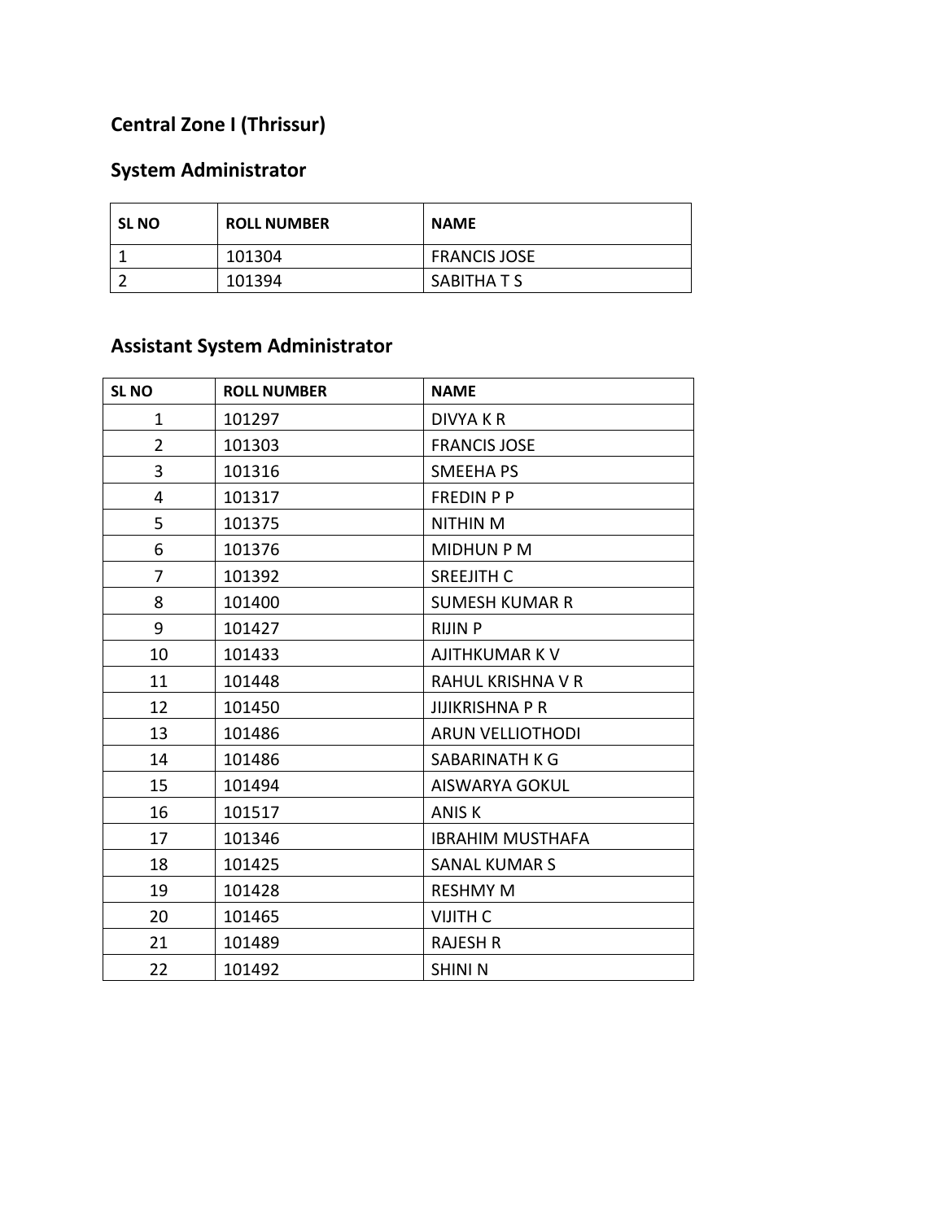## Central Zone I (Thrissur)

### System Administrator

| SL NO | ROLL NUMBER | NAME |
|---|---|---|
| 1 | 101304 | FRANCIS JOSE |
| 2 | 101394 | SABITHA T S |

### Assistant System Administrator

| SL NO | ROLL NUMBER | NAME |
|---|---|---|
| 1 | 101297 | DIVYA K R |
| 2 | 101303 | FRANCIS JOSE |
| 3 | 101316 | SMEEHA PS |
| 4 | 101317 | FREDIN P P |
| 5 | 101375 | NITHIN M |
| 6 | 101376 | MIDHUN P M |
| 7 | 101392 | SREEJITH C |
| 8 | 101400 | SUMESH KUMAR R |
| 9 | 101427 | RIJIN P |
| 10 | 101433 | AJITHKUMAR K V |
| 11 | 101448 | RAHUL KRISHNA V R |
| 12 | 101450 | JIJIKRISHNA P R |
| 13 | 101486 | ARUN VELLIOTHODI |
| 14 | 101486 | SABARINATH K G |
| 15 | 101494 | AISWARYA GOKUL |
| 16 | 101517 | ANIS K |
| 17 | 101346 | IBRAHIM MUSTHAFA |
| 18 | 101425 | SANAL KUMAR S |
| 19 | 101428 | RESHMY M |
| 20 | 101465 | VIJITH C |
| 21 | 101489 | RAJESH R |
| 22 | 101492 | SHINI N |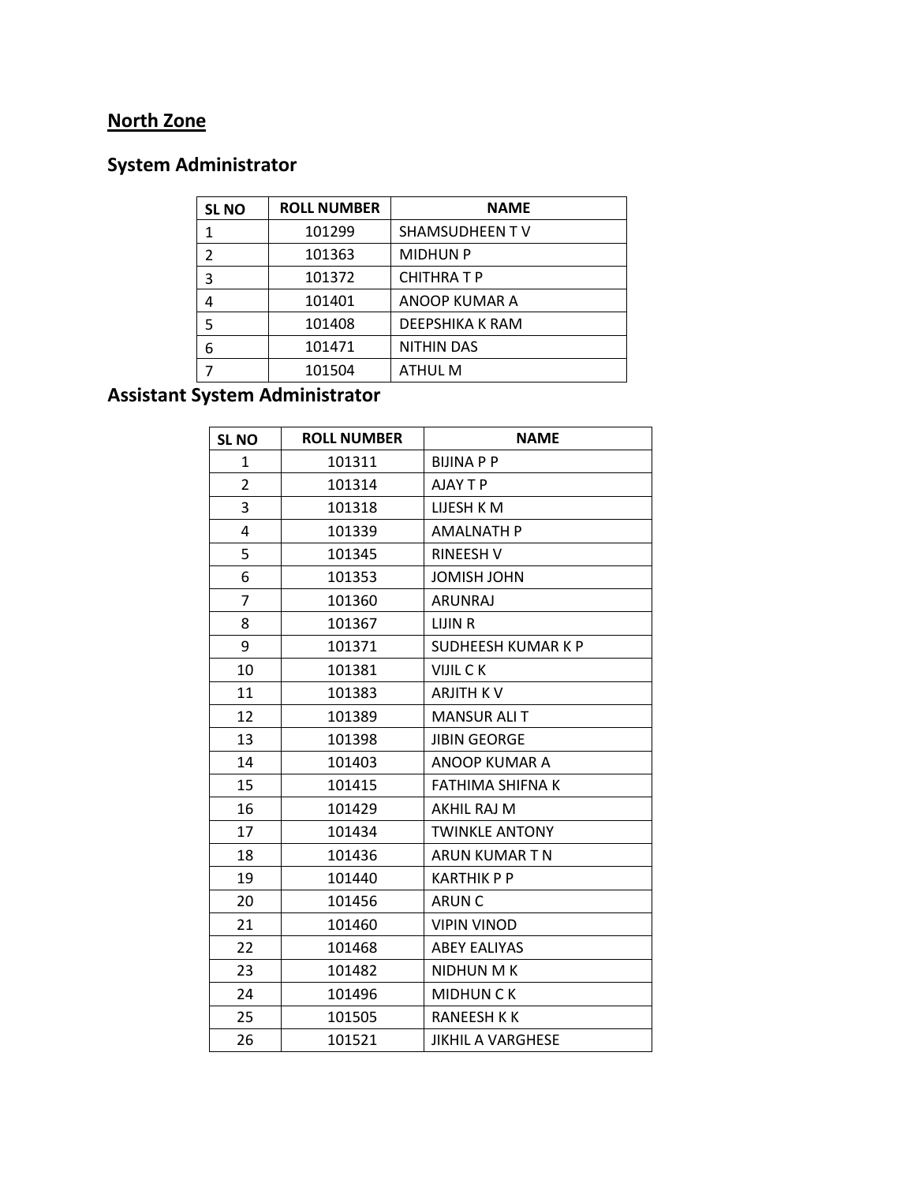## North Zone

### System Administrator

| SL NO | ROLL NUMBER | NAME |
|---|---|---|
| 1 | 101299 | SHAMSUDHEEN T V |
| 2 | 101363 | MIDHUN P |
| 3 | 101372 | CHITHRA T P |
| 4 | 101401 | ANOOP KUMAR A |
| 5 | 101408 | DEEPSHIKA K RAM |
| 6 | 101471 | NITHIN DAS |
| 7 | 101504 | ATHUL M |

### Assistant System Administrator

| SL NO | ROLL NUMBER | NAME |
|---|---|---|
| 1 | 101311 | BIJINA P P |
| 2 | 101314 | AJAY T P |
| 3 | 101318 | LIJESH K M |
| 4 | 101339 | AMALNATH P |
| 5 | 101345 | RINEESH V |
| 6 | 101353 | JOMISH JOHN |
| 7 | 101360 | ARUNRAJ |
| 8 | 101367 | LIJIN R |
| 9 | 101371 | SUDHEESH KUMAR K P |
| 10 | 101381 | VIJIL C K |
| 11 | 101383 | ARJITH K V |
| 12 | 101389 | MANSUR ALI T |
| 13 | 101398 | JIBIN GEORGE |
| 14 | 101403 | ANOOP KUMAR A |
| 15 | 101415 | FATHIMA SHIFNA K |
| 16 | 101429 | AKHIL RAJ M |
| 17 | 101434 | TWINKLE ANTONY |
| 18 | 101436 | ARUN KUMAR T N |
| 19 | 101440 | KARTHIK P P |
| 20 | 101456 | ARUN C |
| 21 | 101460 | VIPIN VINOD |
| 22 | 101468 | ABEY EALIYAS |
| 23 | 101482 | NIDHUN M K |
| 24 | 101496 | MIDHUN C K |
| 25 | 101505 | RANEESH K K |
| 26 | 101521 | JIKHIL A VARGHESE |